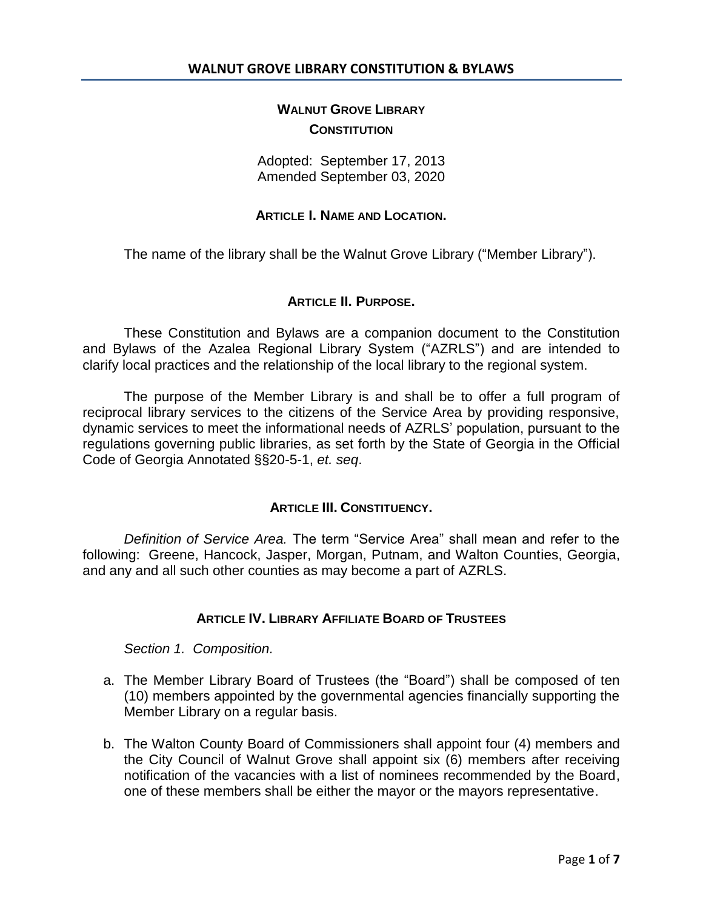# WALNUT GROVE LIBRARY
## CONSTITUTION

Adopted: September 17, 2013
Amended September 03, 2020

### ARTICLE I. NAME AND LOCATION.

The name of the library shall be the Walnut Grove Library ("Member Library").

### ARTICLE II. PURPOSE.

These Constitution and Bylaws are a companion document to the Constitution and Bylaws of the Azalea Regional Library System ("AZRLS") and are intended to clarify local practices and the relationship of the local library to the regional system.

The purpose of the Member Library is and shall be to offer a full program of reciprocal library services to the citizens of the Service Area by providing responsive, dynamic services to meet the informational needs of AZRLS' population, pursuant to the regulations governing public libraries, as set forth by the State of Georgia in the Official Code of Georgia Annotated §§20-5-1, *et. seq*.

### ARTICLE III. CONSTITUENCY.

*Definition of Service Area.* The term "Service Area" shall mean and refer to the following: Greene, Hancock, Jasper, Morgan, Putnam, and Walton Counties, Georgia, and any and all such other counties as may become a part of AZRLS.

### ARTICLE IV. LIBRARY AFFILIATE BOARD OF TRUSTEES

*Section 1. Composition.*

a. The Member Library Board of Trustees (the "Board") shall be composed of ten (10) members appointed by the governmental agencies financially supporting the Member Library on a regular basis.

b. The Walton County Board of Commissioners shall appoint four (4) members and the City Council of Walnut Grove shall appoint six (6) members after receiving notification of the vacancies with a list of nominees recommended by the Board, one of these members shall be either the mayor or the mayors representative.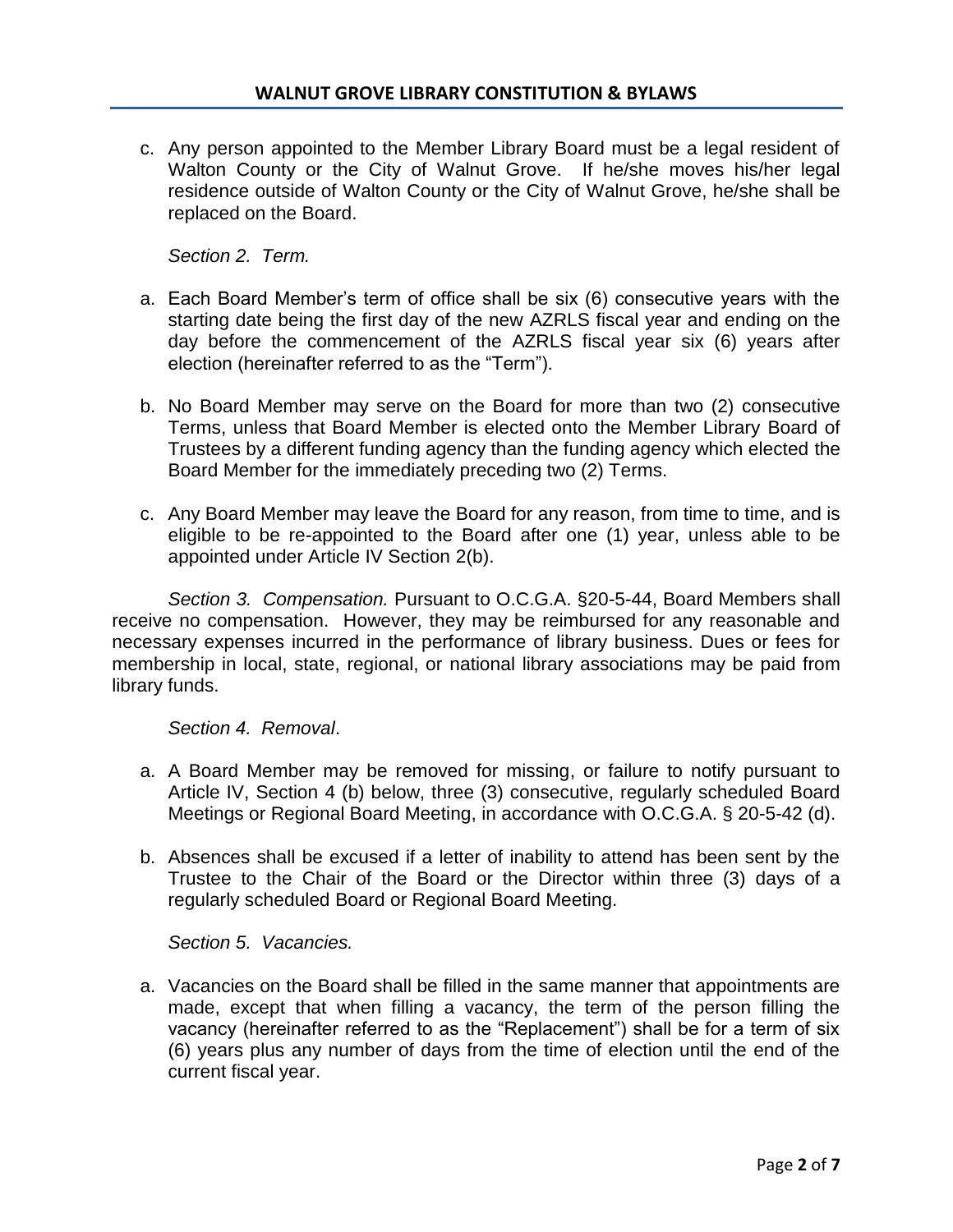c. Any person appointed to the Member Library Board must be a legal resident of Walton County or the City of Walnut Grove. If he/she moves his/her legal residence outside of Walton County or the City of Walnut Grove, he/she shall be replaced on the Board.

*Section 2. Term.*

a. Each Board Member's term of office shall be six (6) consecutive years with the starting date being the first day of the new AZRLS fiscal year and ending on the day before the commencement of the AZRLS fiscal year six (6) years after election (hereinafter referred to as the "Term").

b. No Board Member may serve on the Board for more than two (2) consecutive Terms, unless that Board Member is elected onto the Member Library Board of Trustees by a different funding agency than the funding agency which elected the Board Member for the immediately preceding two (2) Terms.

c. Any Board Member may leave the Board for any reason, from time to time, and is eligible to be re-appointed to the Board after one (1) year, unless able to be appointed under Article IV Section 2(b).

*Section 3. Compensation.* Pursuant to O.C.G.A. §20-5-44, Board Members shall receive no compensation. However, they may be reimbursed for any reasonable and necessary expenses incurred in the performance of library business. Dues or fees for membership in local, state, regional, or national library associations may be paid from library funds.

*Section 4. Removal*.

a. A Board Member may be removed for missing, or failure to notify pursuant to Article IV, Section 4 (b) below, three (3) consecutive, regularly scheduled Board Meetings or Regional Board Meeting, in accordance with O.C.G.A. § 20-5-42 (d).

b. Absences shall be excused if a letter of inability to attend has been sent by the Trustee to the Chair of the Board or the Director within three (3) days of a regularly scheduled Board or Regional Board Meeting.

*Section 5. Vacancies.*

a. Vacancies on the Board shall be filled in the same manner that appointments are made, except that when filling a vacancy, the term of the person filling the vacancy (hereinafter referred to as the "Replacement") shall be for a term of six (6) years plus any number of days from the time of election until the end of the current fiscal year.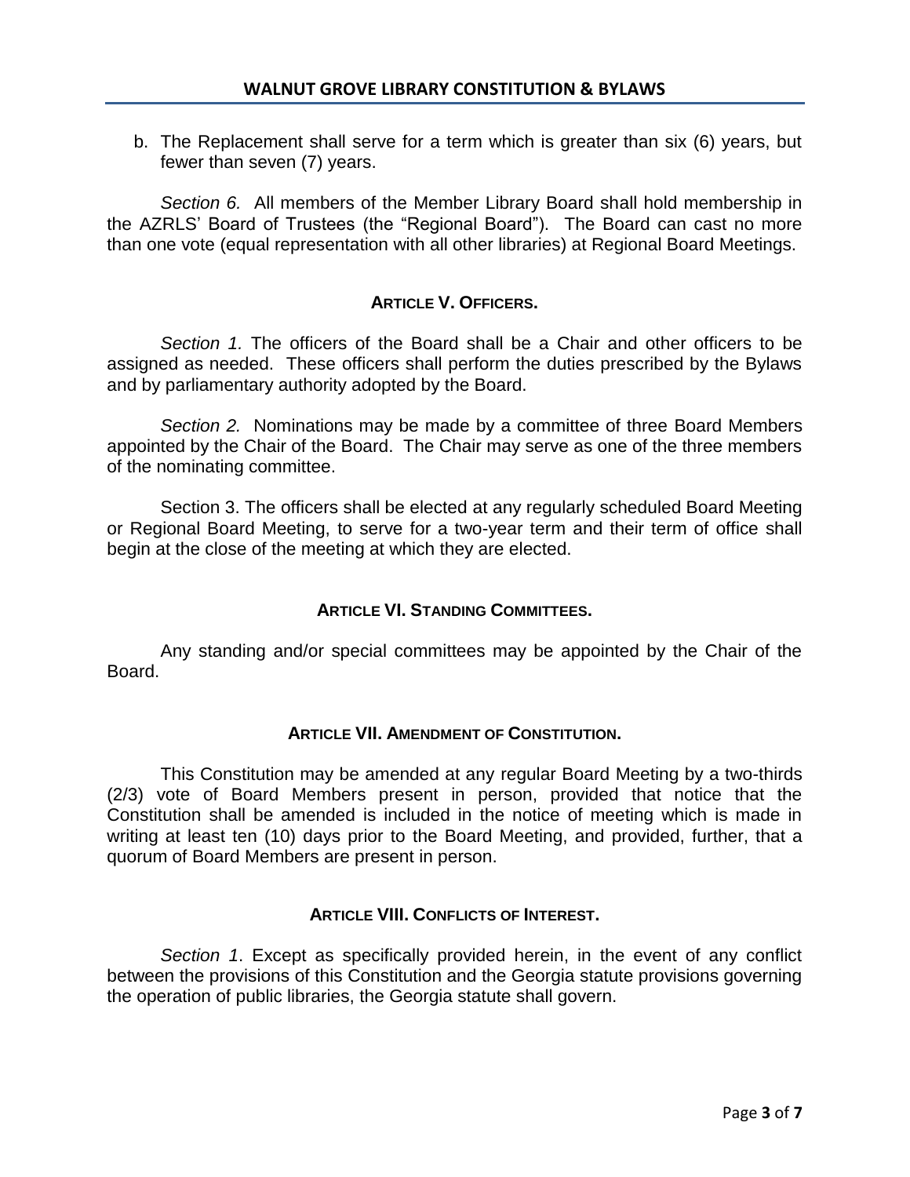b. The Replacement shall serve for a term which is greater than six (6) years, but fewer than seven (7) years.

*Section 6.* All members of the Member Library Board shall hold membership in the AZRLS' Board of Trustees (the "Regional Board"). The Board can cast no more than one vote (equal representation with all other libraries) at Regional Board Meetings.

## ARTICLE V. OFFICERS.

*Section 1.* The officers of the Board shall be a Chair and other officers to be assigned as needed. These officers shall perform the duties prescribed by the Bylaws and by parliamentary authority adopted by the Board.

*Section 2.* Nominations may be made by a committee of three Board Members appointed by the Chair of the Board. The Chair may serve as one of the three members of the nominating committee.

Section 3. The officers shall be elected at any regularly scheduled Board Meeting or Regional Board Meeting, to serve for a two-year term and their term of office shall begin at the close of the meeting at which they are elected.

## ARTICLE VI. STANDING COMMITTEES.

Any standing and/or special committees may be appointed by the Chair of the Board.

## ARTICLE VII. AMENDMENT OF CONSTITUTION.

This Constitution may be amended at any regular Board Meeting by a two-thirds (2/3) vote of Board Members present in person, provided that notice that the Constitution shall be amended is included in the notice of meeting which is made in writing at least ten (10) days prior to the Board Meeting, and provided, further, that a quorum of Board Members are present in person.

## ARTICLE VIII. CONFLICTS OF INTEREST.

*Section 1*. Except as specifically provided herein, in the event of any conflict between the provisions of this Constitution and the Georgia statute provisions governing the operation of public libraries, the Georgia statute shall govern.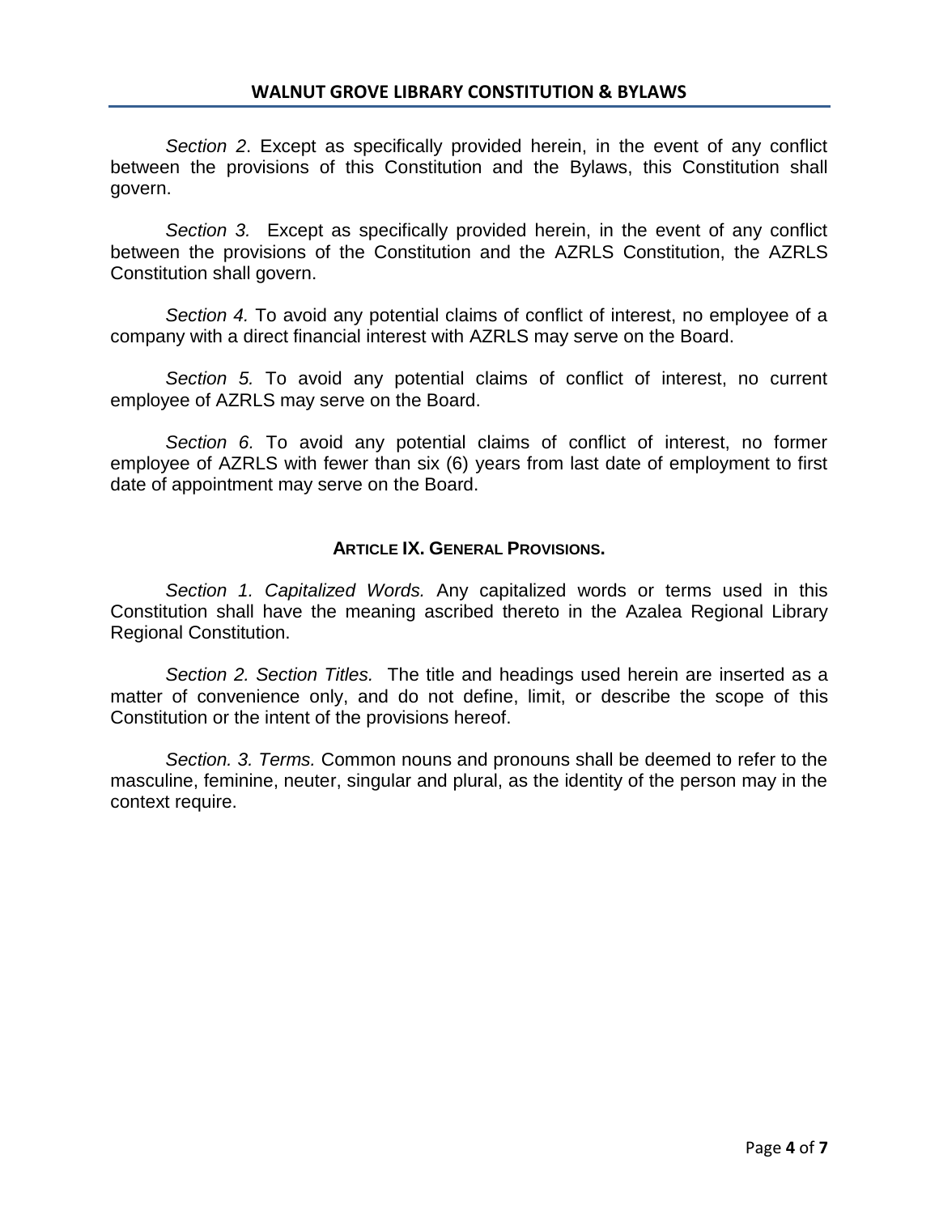*Section 2*. Except as specifically provided herein, in the event of any conflict between the provisions of this Constitution and the Bylaws, this Constitution shall govern.

*Section 3.* Except as specifically provided herein, in the event of any conflict between the provisions of the Constitution and the AZRLS Constitution, the AZRLS Constitution shall govern.

*Section 4.* To avoid any potential claims of conflict of interest, no employee of a company with a direct financial interest with AZRLS may serve on the Board.

*Section 5.* To avoid any potential claims of conflict of interest, no current employee of AZRLS may serve on the Board.

*Section 6.* To avoid any potential claims of conflict of interest, no former employee of AZRLS with fewer than six (6) years from last date of employment to first date of appointment may serve on the Board.

## ARTICLE IX. GENERAL PROVISIONS.

*Section 1. Capitalized Words.* Any capitalized words or terms used in this Constitution shall have the meaning ascribed thereto in the Azalea Regional Library Regional Constitution.

*Section 2. Section Titles.* The title and headings used herein are inserted as a matter of convenience only, and do not define, limit, or describe the scope of this Constitution or the intent of the provisions hereof.

*Section. 3. Terms.* Common nouns and pronouns shall be deemed to refer to the masculine, feminine, neuter, singular and plural, as the identity of the person may in the context require.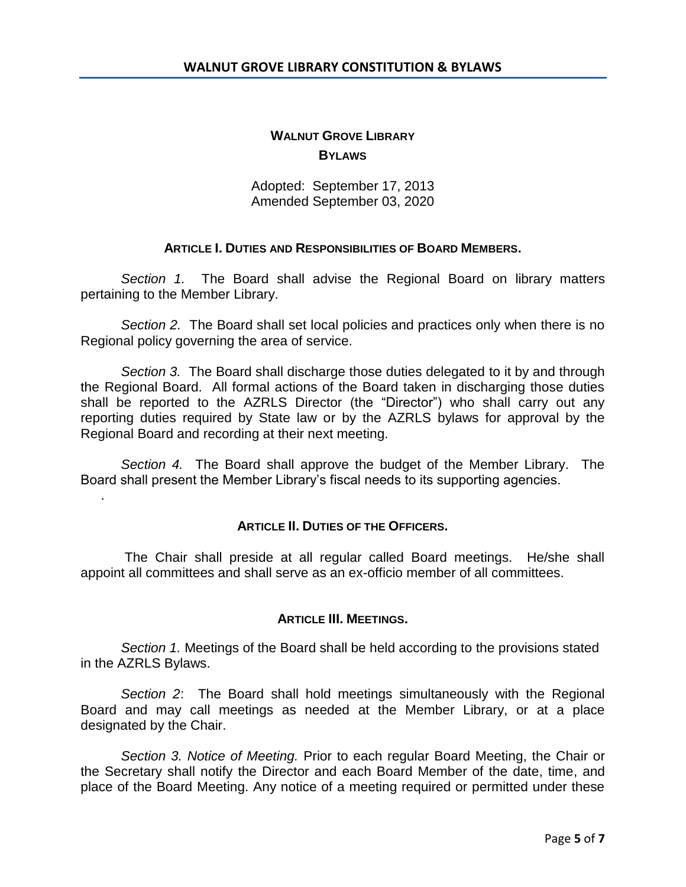# WALNUT GROVE LIBRARY
## BYLAWS

Adopted: September 17, 2013
Amended September 03, 2020

### ARTICLE I. DUTIES AND RESPONSIBILITIES OF BOARD MEMBERS.

*Section 1.* The Board shall advise the Regional Board on library matters pertaining to the Member Library.

*Section 2.* The Board shall set local policies and practices only when there is no Regional policy governing the area of service.

*Section 3.* The Board shall discharge those duties delegated to it by and through the Regional Board. All formal actions of the Board taken in discharging those duties shall be reported to the AZRLS Director (the "Director") who shall carry out any reporting duties required by State law or by the AZRLS bylaws for approval by the Regional Board and recording at their next meeting.

*Section 4.* The Board shall approve the budget of the Member Library. The Board shall present the Member Library's fiscal needs to its supporting agencies.

.

### ARTICLE II. DUTIES OF THE OFFICERS.

The Chair shall preside at all regular called Board meetings. He/she shall appoint all committees and shall serve as an ex-officio member of all committees.

### ARTICLE III. MEETINGS.

*Section 1.* Meetings of the Board shall be held according to the provisions stated in the AZRLS Bylaws.

*Section 2*: The Board shall hold meetings simultaneously with the Regional Board and may call meetings as needed at the Member Library, or at a place designated by the Chair.

*Section 3. Notice of Meeting.* Prior to each regular Board Meeting, the Chair or the Secretary shall notify the Director and each Board Member of the date, time, and place of the Board Meeting. Any notice of a meeting required or permitted under these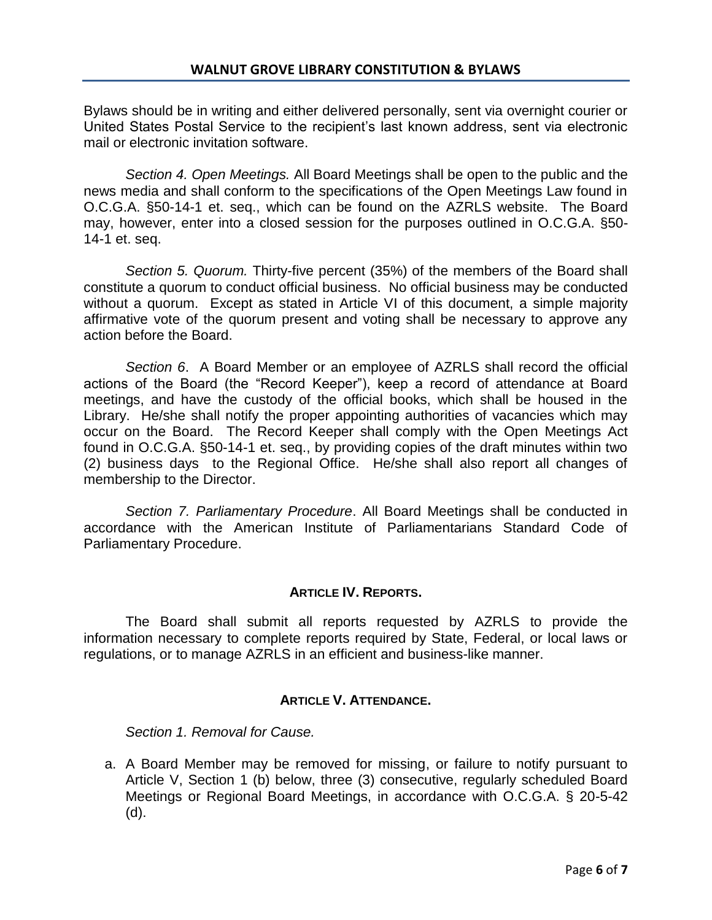Bylaws should be in writing and either delivered personally, sent via overnight courier or United States Postal Service to the recipient's last known address, sent via electronic mail or electronic invitation software.

*Section 4. Open Meetings.* All Board Meetings shall be open to the public and the news media and shall conform to the specifications of the Open Meetings Law found in O.C.G.A. §50-14-1 et. seq., which can be found on the AZRLS website. The Board may, however, enter into a closed session for the purposes outlined in O.C.G.A. §50-14-1 et. seq.

*Section 5. Quorum.* Thirty-five percent (35%) of the members of the Board shall constitute a quorum to conduct official business. No official business may be conducted without a quorum. Except as stated in Article VI of this document, a simple majority affirmative vote of the quorum present and voting shall be necessary to approve any action before the Board.

*Section 6*. A Board Member or an employee of AZRLS shall record the official actions of the Board (the "Record Keeper"), keep a record of attendance at Board meetings, and have the custody of the official books, which shall be housed in the Library. He/she shall notify the proper appointing authorities of vacancies which may occur on the Board. The Record Keeper shall comply with the Open Meetings Act found in O.C.G.A. §50-14-1 et. seq., by providing copies of the draft minutes within two (2) business days to the Regional Office. He/she shall also report all changes of membership to the Director.

*Section 7. Parliamentary Procedure*. All Board Meetings shall be conducted in accordance with the American Institute of Parliamentarians Standard Code of Parliamentary Procedure.

## ARTICLE IV. REPORTS.

The Board shall submit all reports requested by AZRLS to provide the information necessary to complete reports required by State, Federal, or local laws or regulations, or to manage AZRLS in an efficient and business-like manner.

## ARTICLE V. ATTENDANCE.

*Section 1. Removal for Cause.*

a. A Board Member may be removed for missing, or failure to notify pursuant to Article V, Section 1 (b) below, three (3) consecutive, regularly scheduled Board Meetings or Regional Board Meetings, in accordance with O.C.G.A. § 20-5-42 (d).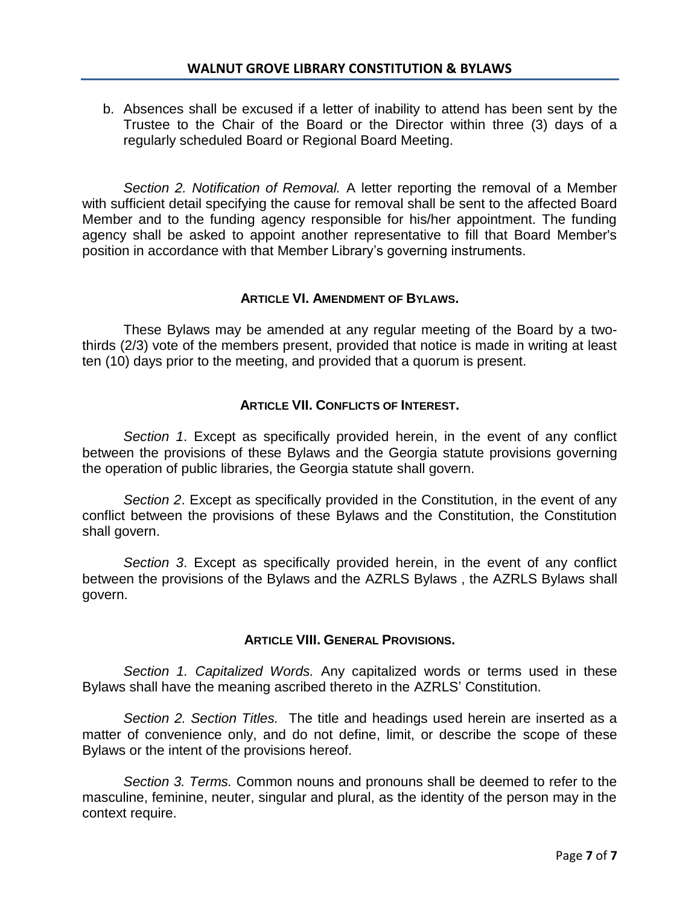b. Absences shall be excused if a letter of inability to attend has been sent by the Trustee to the Chair of the Board or the Director within three (3) days of a regularly scheduled Board or Regional Board Meeting.

*Section 2. Notification of Removal.* A letter reporting the removal of a Member with sufficient detail specifying the cause for removal shall be sent to the affected Board Member and to the funding agency responsible for his/her appointment. The funding agency shall be asked to appoint another representative to fill that Board Member's position in accordance with that Member Library's governing instruments.

## ARTICLE VI. AMENDMENT OF BYLAWS.

These Bylaws may be amended at any regular meeting of the Board by a two-thirds (2/3) vote of the members present, provided that notice is made in writing at least ten (10) days prior to the meeting, and provided that a quorum is present.

## ARTICLE VII. CONFLICTS OF INTEREST.

*Section 1*. Except as specifically provided herein, in the event of any conflict between the provisions of these Bylaws and the Georgia statute provisions governing the operation of public libraries, the Georgia statute shall govern.

*Section 2*. Except as specifically provided in the Constitution, in the event of any conflict between the provisions of these Bylaws and the Constitution, the Constitution shall govern.

*Section 3*. Except as specifically provided herein, in the event of any conflict between the provisions of the Bylaws and the AZRLS Bylaws , the AZRLS Bylaws shall govern.

## ARTICLE VIII. GENERAL PROVISIONS.

*Section 1. Capitalized Words.* Any capitalized words or terms used in these Bylaws shall have the meaning ascribed thereto in the AZRLS' Constitution.

*Section 2. Section Titles.* The title and headings used herein are inserted as a matter of convenience only, and do not define, limit, or describe the scope of these Bylaws or the intent of the provisions hereof.

*Section 3. Terms.* Common nouns and pronouns shall be deemed to refer to the masculine, feminine, neuter, singular and plural, as the identity of the person may in the context require.